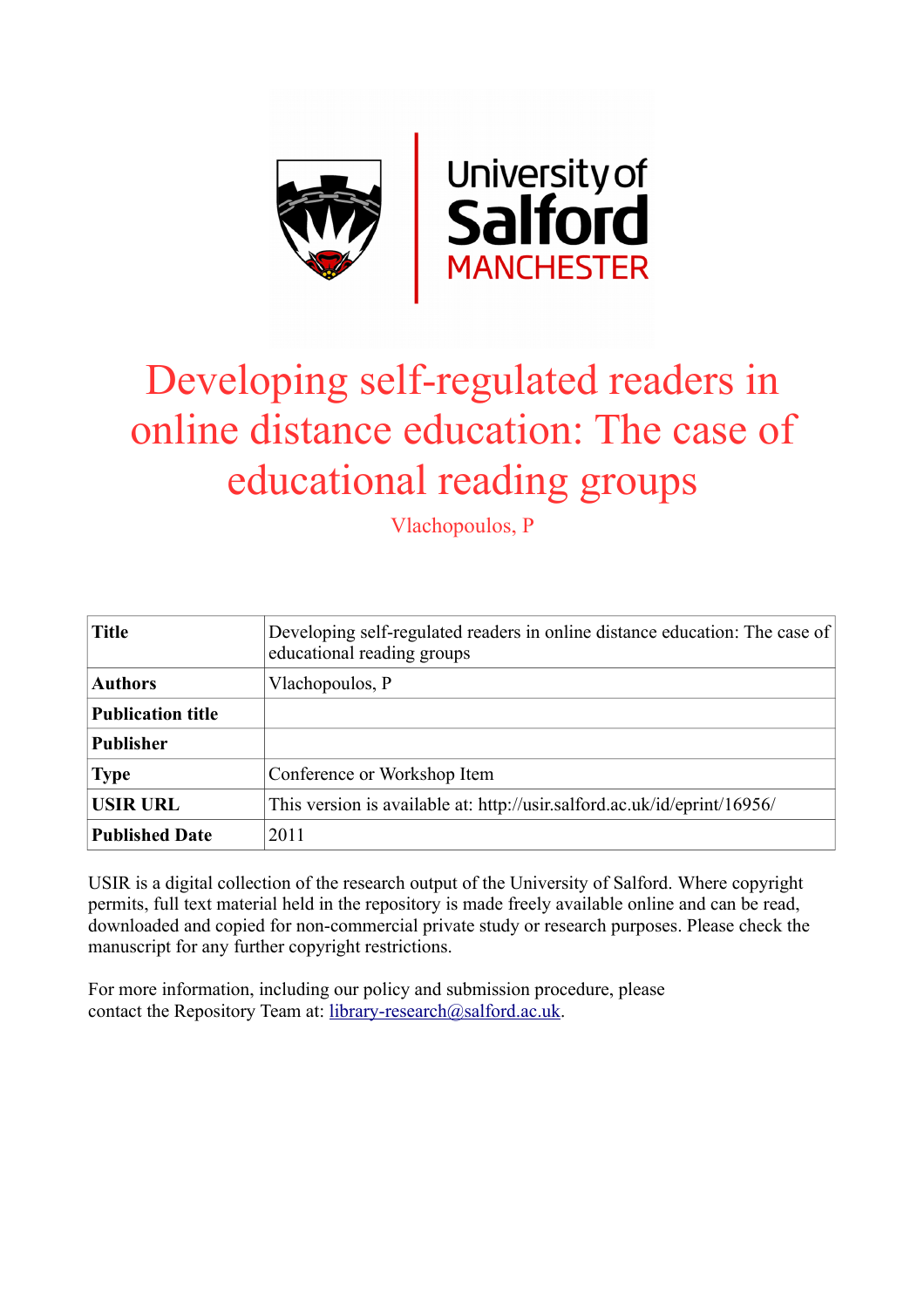# Developing self-regulated readers in online distance education: The case of educational reading groups

Vlachopoulos, P

| **Title** | Developing self-regulated readers in online distance education: The case of educational reading groups |
|---|---|
| **Authors** | Vlachopoulos, P |
| **Publication title** | |
| **Publisher** | |
| **Type** | Conference or Workshop Item |
| **USIR URL** | This version is available at: http://usir.salford.ac.uk/id/eprint/16956/ |
| **Published Date** | 2011 |

USIR is a digital collection of the research output of the University of Salford. Where copyright permits, full text material held in the repository is made freely available online and can be read, downloaded and copied for non-commercial private study or research purposes. Please check the manuscript for any further copyright restrictions.

For more information, including our policy and submission procedure, please contact the Repository Team at: library-research@salford.ac.uk.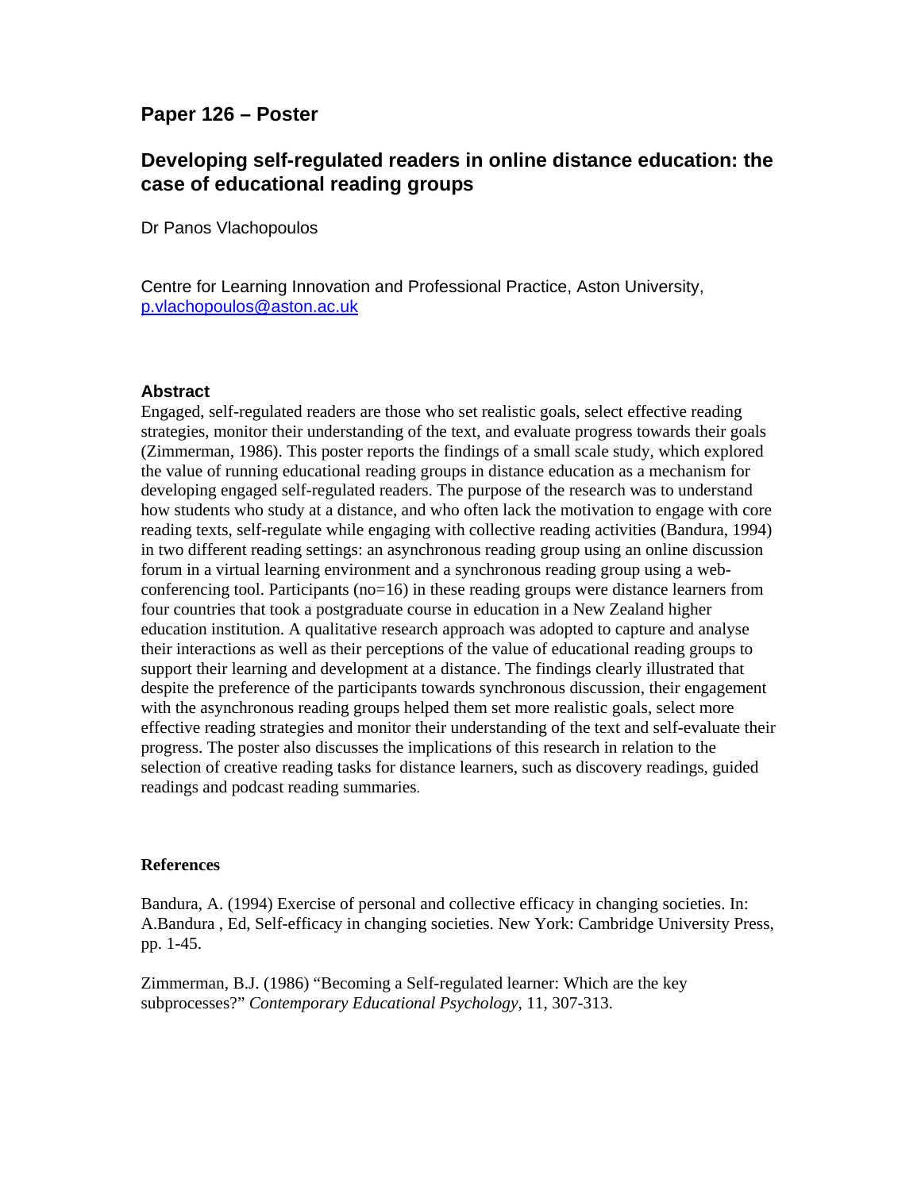## Paper 126 – Poster

## Developing self-regulated readers in online distance education: the case of educational reading groups

Dr Panos Vlachopoulos

Centre for Learning Innovation and Professional Practice, Aston University, p.vlachopoulos@aston.ac.uk

### Abstract

Engaged, self-regulated readers are those who set realistic goals, select effective reading strategies, monitor their understanding of the text, and evaluate progress towards their goals (Zimmerman, 1986). This poster reports the findings of a small scale study, which explored the value of running educational reading groups in distance education as a mechanism for developing engaged self-regulated readers. The purpose of the research was to understand how students who study at a distance, and who often lack the motivation to engage with core reading texts, self-regulate while engaging with collective reading activities (Bandura, 1994) in two different reading settings: an asynchronous reading group using an online discussion forum in a virtual learning environment and a synchronous reading group using a web-conferencing tool. Participants (no=16) in these reading groups were distance learners from four countries that took a postgraduate course in education in a New Zealand higher education institution. A qualitative research approach was adopted to capture and analyse their interactions as well as their perceptions of the value of educational reading groups to support their learning and development at a distance. The findings clearly illustrated that despite the preference of the participants towards synchronous discussion, their engagement with the asynchronous reading groups helped them set more realistic goals, select more effective reading strategies and monitor their understanding of the text and self-evaluate their progress. The poster also discusses the implications of this research in relation to the selection of creative reading tasks for distance learners, such as discovery readings, guided readings and podcast reading summaries.

### References

Bandura, A. (1994) Exercise of personal and collective efficacy in changing societies. In: A.Bandura , Ed, Self-efficacy in changing societies. New York: Cambridge University Press, pp. 1-45.

Zimmerman, B.J. (1986) "Becoming a Self-regulated learner: Which are the key subprocesses?" *Contemporary Educational Psychology*, 11, 307-313.